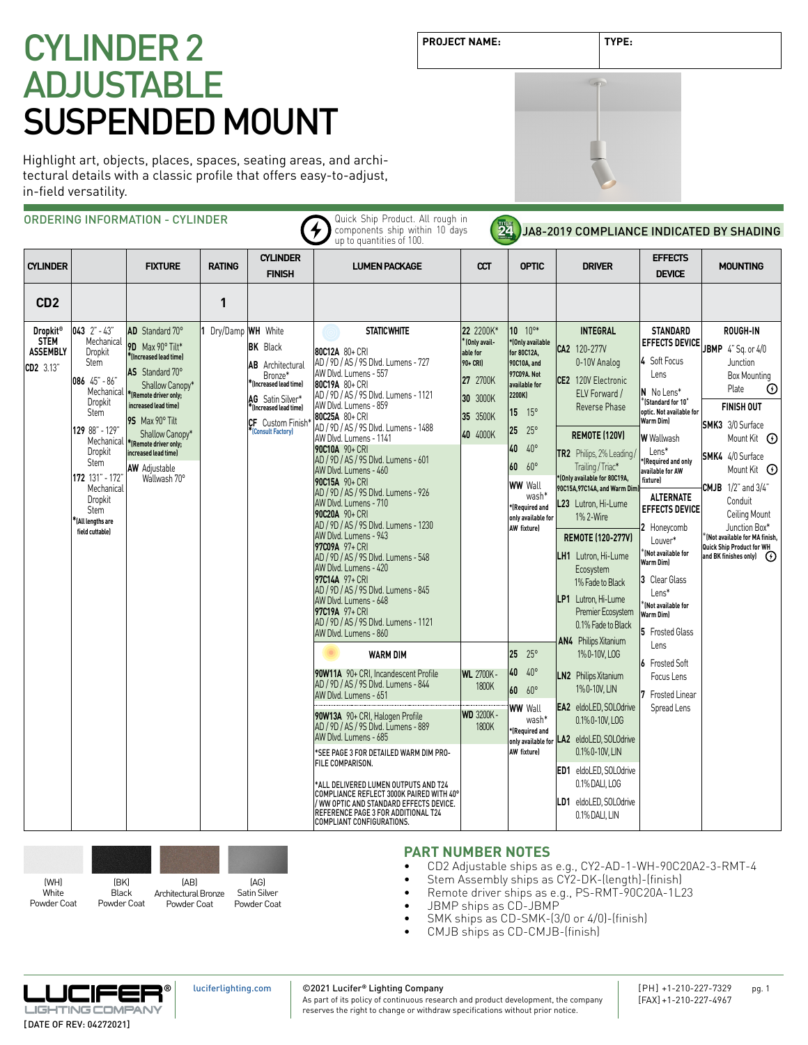# CYLINDER 2 ADJUSTABLE SUSPENDED MOUNT

| PROJECT NAME: | TYPE: |
|---|---|

Highlight art, objects, places, spaces, seating areas, and architectural details with a classic profile that offers easy-to-adjust, in-field versatility.

## ORDERING INFORMATION - CYLINDER

Quick Ship Product. All rough in components ship within 10 days up to quantities of 100.

JA8-2019 COMPLIANCE INDICATED BY SHADING

| CYLINDER | | FIXTURE | RATING | CYLINDER FINISH | LUMEN PACKAGE | CCT | OPTIC | DRIVER | EFFECTS DEVICE | MOUNTING |
|---|---|---|---|---|---|---|---|---|---|---|
| **CD2** | | | **1** | | | | | | | |
| **Dropkit® STEM ASSEMBLY** **CD2** 3.13" | **043** 2" - 43" Mechanical Dropkit Stem<br>**086** 45" - 86" Mechanical Dropkit Stem<br>**129** 88" - 129" Mechanical Dropkit Stem<br>**172** 131" - 172" Mechanical Dropkit Stem<br>*(All lengths are field cuttable) | **AD** Standard 70°<br>**9D** Max 90° Tilt* *(Increased lead time)<br>**AS** Standard 70° Shallow Canopy* *(Remote driver only; increased lead time)<br>**9S** Max 90° Tilt Shallow Canopy* *(Remote driver only; increased lead time)<br>**AW** Adjustable Wallwash 70° | **1** Dry/Damp | **WH** White<br>**BK** Black<br>**AB** Architectural Bronze* *(Increased lead time)<br>**AG** Satin Silver* *(Increased lead time)<br>**CF** Custom Finish* *(Consult Factory) | **STATIC WHITE**<br>**80C12A** 80+ CRI AD / 9D / AS / 9S Dlvd. Lumens - 727 AW Dlvd. Lumens - 557<br>**80C19A** 80+ CRI AD / 9D / AS / 9S Dlvd. Lumens - 1121 AW Dlvd. Lumens - 859<br>**80C25A** 80+ CRI AD / 9D / AS / 9S Dlvd. Lumens - 1488 AW Dlvd. Lumens - 1141<br>**90C10A** 90+ CRI AD / 9D / AS / 9S Dlvd. Lumens - 601 AW Dlvd. Lumens - 460<br>**90C15A** 90+ CRI AD / 9D / AS / 9S Dlvd. Lumens - 926 AW Dlvd. Lumens - 710<br>**90C20A** 90+ CRI AD / 9D / AS / 9S Dlvd. Lumens - 1230 AW Dlvd. Lumens - 943<br>**97C09A** 97+ CRI AD / 9D / AS / 9S Dlvd. Lumens - 548 AW Dlvd. Lumens - 420<br>**97C14A** 97+ CRI AD / 9D / AS / 9S Dlvd. Lumens - 845 AW Dlvd. Lumens - 648<br>**97C19A** 97+ CRI AD / 9D / AS / 9S Dlvd. Lumens - 1121 AW Dlvd. Lumens - 860 | **22** 2200K* *(Only available for 90+ CRI)<br>**27** 2700K<br>**30** 3000K<br>**35** 3500K<br>**40** 4000K | **10** 10°* *(Only available for 80C12A, 90C10A, and 97C09A. Not available for 2200K)<br>**15** 15°<br>**25** 25°<br>**40** 40°<br>**60** 60°<br>**WW** Wall wash* *(Required and only available for AW fixture) | **INTEGRAL**<br>**CA2** 120-277V 0-10V Analog<br>**CE2** 120V Electronic ELV Forward / Reverse Phase<br>**REMOTE (120V)**<br>**TR2** Philips, 2% Leading / Trailing / Triac* *(Only available for 80C19A, 90C15A, 97C14A, and Warm Dim)<br>**L23** Lutron, Hi-Lume 1% 2-Wire<br>**REMOTE (120-277V)**<br>**LH1** Lutron, Hi-Lume Ecosystem 1% Fade to Black<br>**LP1** Lutron, Hi-Lume Premier Ecosystem 0.1% Fade to Black<br>**AN4** Philips Xitanium 1% 0-10V, LOG<br>**LN2** Philips Xitanium 1% 0-10V, LIN<br>**EA2** eldoLED, SOLOdrive 0.1% 0-10V, LOG<br>**LA2** eldoLED, SOLOdrive 0.1% 0-10V, LIN<br>**ED1** eldoLED, SOLOdrive 0.1% DALI, LOG<br>**LD1** eldoLED, SOLOdrive 0.1% DALI, LIN | **STANDARD EFFECTS DEVICE**<br>**4** Soft Focus Lens<br>**N** No Lens* *(Standard for 10° optic. Not available for Warm Dim)<br>**W** Wallwash Lens* *(Required and only available for AW fixture)<br>**ALTERNATE EFFECTS DEVICE**<br>**2** Honeycomb Louver* *(Not available for Warm Dim)<br>**3** Clear Glass Lens* *(Not available for Warm Dim)<br>**5** Frosted Glass Lens<br>**6** Frosted Soft Focus Lens<br>**7** Frosted Linear Spread Lens | **ROUGH-IN**<br>**JBMP** 4" Sq. or 4/0 Junction Box Mounting Plate<br>**FINISH OUT**<br>**SMK3** 3/0 Surface Mount Kit<br>**SMK4** 4/0 Surface Mount Kit<br>**CMJB** 1/2" and 3/4" Conduit Ceiling Mount Junction Box* *(Not available for MA finish, Quick Ship Product for WH and BK finishes only) |
| | | | | | **WARM DIM**<br>**90W11A** 90+ CRI, Incandescent Profile AD / 9D / AS / 9S Dlvd. Lumens - 844 AW Dlvd. Lumens - 651<br>**90W13A** 90+ CRI, Halogen Profile AD / 9D / AS / 9S Dlvd. Lumens - 889 AW Dlvd. Lumens - 685<br>*SEE PAGE 3 FOR DETAILED WARM DIM PROFILE COMPARISON.<br>*ALL DELIVERED LUMEN OUTPUTS AND T24 COMPLIANCE REFLECT 3000K PAIRED WITH 40° / WW OPTIC AND STANDARD EFFECTS DEVICE. REFERENCE PAGE 3 FOR ADDITIONAL T24 COMPLIANT CONFIGURATIONS. | **WL** 2700K - 1800K<br>**WD** 3200K - 1800K | **25** 25°<br>**40** 40°<br>**60** 60°<br>**WW** Wall wash* *(Required and only available for AW fixture) | | | |

(WH) White Powder Coat | (BK) Black Powder Coat | (AB) Architectural Bronze Powder Coat | (AG) Satin Silver Powder Coat

## PART NUMBER NOTES

- CD2 Adjustable ships as e.g., CY2-AD-1-WH-90C20A2-3-RMT-4
- Stem Assembly ships as CY2-DK-(length)-(finish)
- Remote driver ships as e.g., PS-RMT-90C20A-1L23
- JBMP ships as CD-JBMP
- SMK ships as CD-SMK-(3/0 or 4/0)-(finish)
- CMJB ships as CD-CMJB-(finish)

LUCIFER® LIGHTING COMPANY
[DATE OF REV: 04272021]

luciferlighting.com

©2021 Lucifer® Lighting Company
As part of its policy of continuous research and product development, the company reserves the right to change or withdraw specifications without prior notice.

[PH] +1-210-227-7329
[FAX] +1-210-227-4967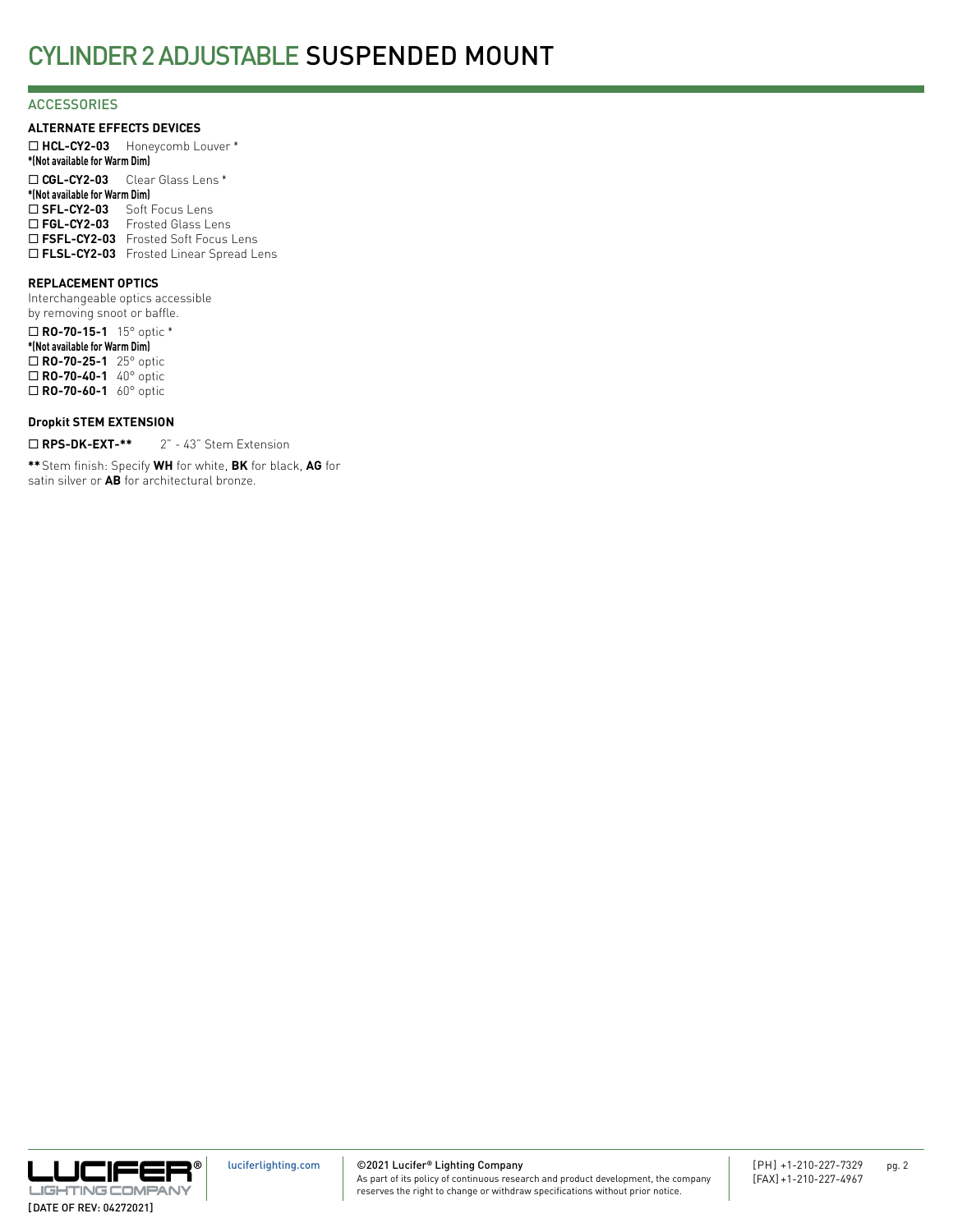# CYLINDER 2 ADJUSTABLE SUSPENDED MOUNT

## ACCESSORIES

### ALTERNATE EFFECTS DEVICES

☐ **HCL-CY2-03** Honeycomb Louver *
**\*(Not available for Warm Dim)**

☐ **CGL-CY2-03** Clear Glass Lens *
**\*(Not available for Warm Dim)**

☐ **SFL-CY2-03** Soft Focus Lens
☐ **FGL-CY2-03** Frosted Glass Lens
☐ **FSFL-CY2-03** Frosted Soft Focus Lens
☐ **FLSL-CY2-03** Frosted Linear Spread Lens

### REPLACEMENT OPTICS

Interchangeable optics accessible by removing snoot or baffle.

☐ **RO-70-15-1** 15° optic *
**\*(Not available for Warm Dim)**

☐ **RO-70-25-1** 25° optic
☐ **RO-70-40-1** 40° optic
☐ **RO-70-60-1** 60° optic

### Dropkit STEM EXTENSION

☐ **RPS-DK-EXT-\*\*** 2" - 43" Stem Extension

**\*\*** Stem finish: Specify **WH** for white, **BK** for black, **AG** for satin silver or **AB** for architectural bronze.

luciferlighting.com

©2021 Lucifer® Lighting Company
As part of its policy of continuous research and product development, the company reserves the right to change or withdraw specifications without prior notice.

[PH] +1-210-227-7329
[FAX] +1-210-227-4967

[DATE OF REV: 04272021]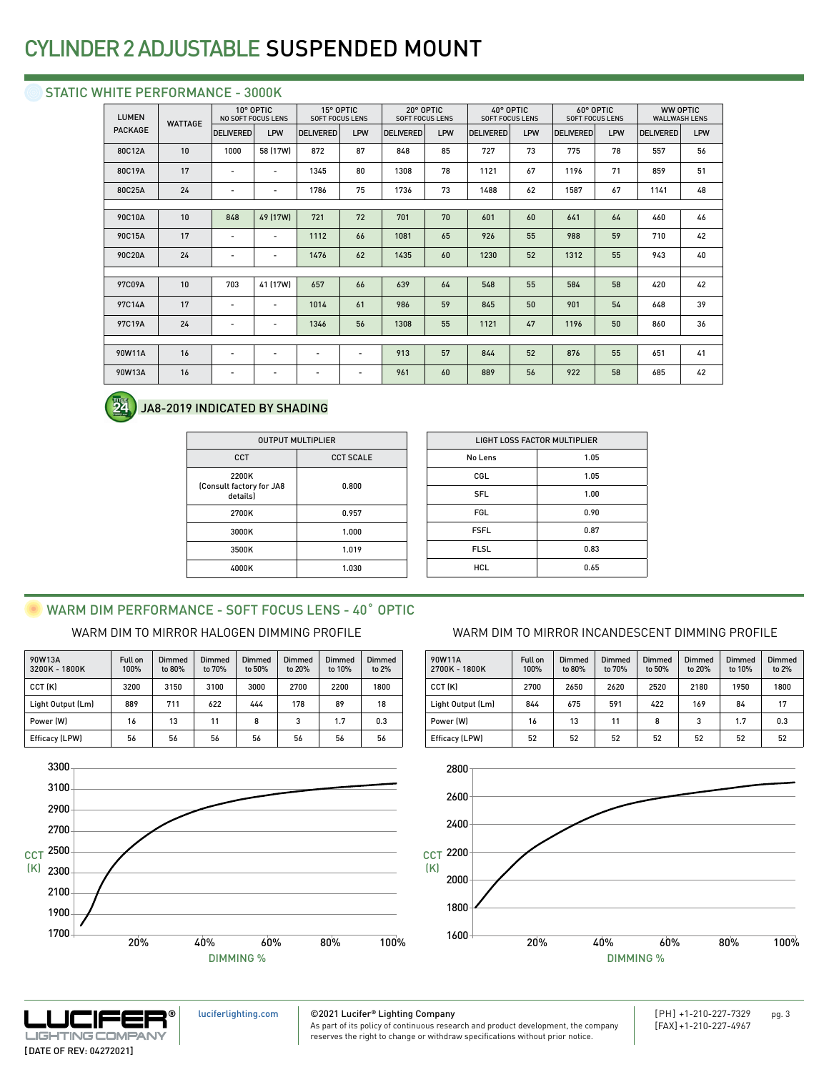# CYLINDER 2 ADJUSTABLE SUSPENDED MOUNT

## STATIC WHITE PERFORMANCE - 3000K

| LUMEN PACKAGE | WATTAGE | 10° OPTIC NO SOFT FOCUS LENS | | 15° OPTIC SOFT FOCUS LENS | | 20° OPTIC SOFT FOCUS LENS | | 40° OPTIC SOFT FOCUS LENS | | 60° OPTIC SOFT FOCUS LENS | | WW OPTIC WALLWASH LENS | |
|---|---|---|---|---|---|---|---|---|---|---|---|---|---|
| | | DELIVERED | LPW | DELIVERED | LPW | DELIVERED | LPW | DELIVERED | LPW | DELIVERED | LPW | DELIVERED | LPW |
| 80C12A | 10 | 1000 | 58 (17W) | 872 | 87 | 848 | 85 | 727 | 73 | 775 | 78 | 557 | 56 |
| 80C19A | 17 | - | - | 1345 | 80 | 1308 | 78 | 1121 | 67 | 1196 | 71 | 859 | 51 |
| 80C25A | 24 | - | - | 1786 | 75 | 1736 | 73 | 1488 | 62 | 1587 | 67 | 1141 | 48 |
| 90C10A | 10 | 848 | 49 (17W) | 721 | 72 | 701 | 70 | 601 | 60 | 641 | 64 | 460 | 46 |
| 90C15A | 17 | - | - | 1112 | 66 | 1081 | 65 | 926 | 55 | 988 | 59 | 710 | 42 |
| 90C20A | 24 | - | - | 1476 | 62 | 1435 | 60 | 1230 | 52 | 1312 | 55 | 943 | 40 |
| 97C09A | 10 | 703 | 41 (17W) | 657 | 66 | 639 | 64 | 548 | 55 | 584 | 58 | 420 | 42 |
| 97C14A | 17 | - | - | 1014 | 61 | 986 | 59 | 845 | 50 | 901 | 54 | 648 | 39 |
| 97C19A | 24 | - | - | 1346 | 56 | 1308 | 55 | 1121 | 47 | 1196 | 50 | 860 | 36 |
| 90W11A | 16 | - | - | - | - | 913 | 57 | 844 | 52 | 876 | 55 | 651 | 41 |
| 90W13A | 16 | - | - | - | - | 961 | 60 | 889 | 56 | 922 | 58 | 685 | 42 |

JA8-2019 INDICATED BY SHADING

| OUTPUT MULTIPLIER | |
|---|---|
| CCT | CCT SCALE |
| 2200K (Consult factory for JA8 details) | 0.800 |
| 2700K | 0.957 |
| 3000K | 1.000 |
| 3500K | 1.019 |
| 4000K | 1.030 |

| LIGHT LOSS FACTOR MULTIPLIER | |
|---|---|
| No Lens | 1.05 |
| CGL | 1.05 |
| SFL | 1.00 |
| FGL | 0.90 |
| FSFL | 0.87 |
| FLSL | 0.83 |
| HCL | 0.65 |

## WARM DIM PERFORMANCE - SOFT FOCUS LENS - 40˚ OPTIC

### WARM DIM TO MIRROR HALOGEN DIMMING PROFILE

| 90W13A 3200K - 1800K | Full on 100% | Dimmed to 80% | Dimmed to 70% | Dimmed to 50% | Dimmed to 20% | Dimmed to 10% | Dimmed to 2% |
|---|---|---|---|---|---|---|---|
| CCT (K) | 3200 | 3150 | 3100 | 3000 | 2700 | 2200 | 1800 |
| Light Output (Lm) | 889 | 711 | 622 | 444 | 178 | 89 | 18 |
| Power (W) | 16 | 13 | 11 | 8 | 3 | 1.7 | 0.3 |
| Efficacy (LPW) | 56 | 56 | 56 | 56 | 56 | 56 | 56 |

### WARM DIM TO MIRROR INCANDESCENT DIMMING PROFILE

| 90W11A 2700K - 1800K | Full on 100% | Dimmed to 80% | Dimmed to 70% | Dimmed to 50% | Dimmed to 20% | Dimmed to 10% | Dimmed to 2% |
|---|---|---|---|---|---|---|---|
| CCT (K) | 2700 | 2650 | 2620 | 2520 | 2180 | 1950 | 1800 |
| Light Output (Lm) | 844 | 675 | 591 | 422 | 169 | 84 | 17 |
| Power (W) | 16 | 13 | 11 | 8 | 3 | 1.7 | 0.3 |
| Efficacy (LPW) | 52 | 52 | 52 | 52 | 52 | 52 | 52 |

luciferlighting.com

©2021 Lucifer® Lighting Company
As part of its policy of continuous research and product development, the company reserves the right to change or withdraw specifications without prior notice.

[PH] +1-210-227-7329
[FAX] +1-210-227-4967

[DATE OF REV: 04272021]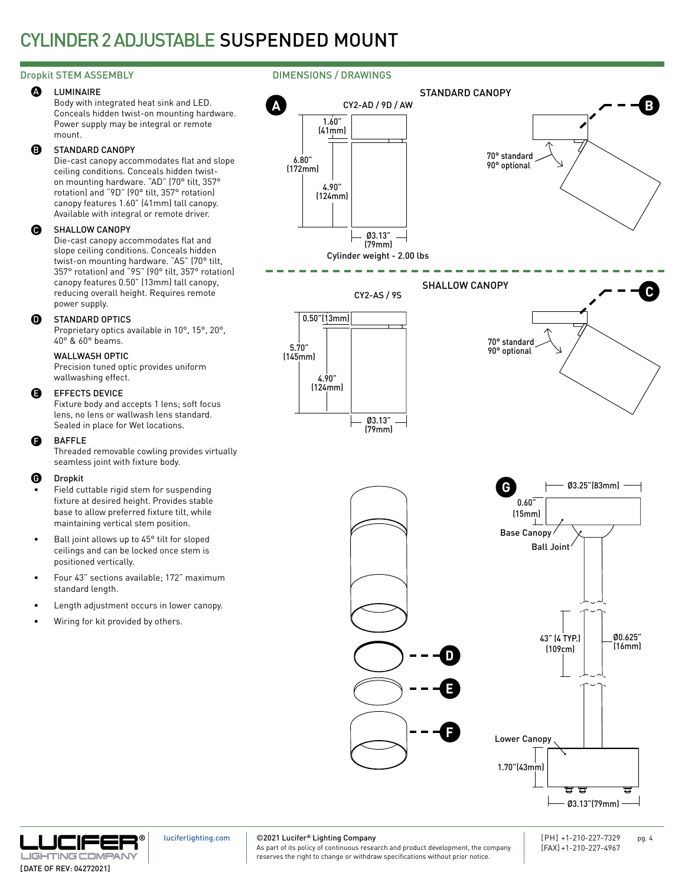# CYLINDER 2 ADJUSTABLE SUSPENDED MOUNT

## Dropkit STEM ASSEMBLY

**A** LUMINAIRE
Body with integrated heat sink and LED. Conceals hidden twist-on mounting hardware. Power supply may be integral or remote mount.

**B** STANDARD CANOPY
Die-cast canopy accommodates flat and slope ceiling conditions. Conceals hidden twist-on mounting hardware. "AD" (70° tilt, 357° rotation) and "9D" (90° tilt, 357° rotation) canopy features 1.60" (41mm) tall canopy. Available with integral or remote driver.

**C** SHALLOW CANOPY
Die-cast canopy accommodates flat and slope ceiling conditions. Conceals hidden twist-on mounting hardware. "AS" (70° tilt, 357° rotation) and "9S" (90° tilt, 357° rotation) canopy features 0.50" (13mm) tall canopy, reducing overall height. Requires remote power supply.

**D** STANDARD OPTICS
Proprietary optics available in 10°, 15°, 20°, 40° & 60° beams.

WALLWASH OPTIC
Precision tuned optic provides uniform wallwashing effect.

**E** EFFECTS DEVICE
Fixture body and accepts 1 lens; soft focus lens, no lens or wallwash lens standard. Sealed in place for Wet locations.

**F** BAFFLE
Threaded removable cowling provides virtually seamless joint with fixture body.

**G** Dropkit
- Field cuttable rigid stem for suspending fixture at desired height. Provides stable base to allow preferred fixture tilt, while maintaining vertical stem position.
- Ball joint allows up to 45° tilt for sloped ceilings and can be locked once stem is positioned vertically.
- Four 43" sections available; 172" maximum standard length.
- Length adjustment occurs in lower canopy.
- Wiring for kit provided by others.

## DIMENSIONS / DRAWINGS

### STANDARD CANOPY

A — CY2-AD / 9D / AW

1.60" (41mm)
6.80" (172mm)
4.90" (124mm)
Ø3.13" (79mm)
Cylinder weight - 2.00 lbs

B — 70° standard, 90° optional

### SHALLOW CANOPY

CY2-AS / 9S

0.50" (13mm)
5.70" (145mm)
4.90" (124mm)
Ø3.13" (79mm)

C — 70° standard, 90° optional

D, E, F

G — Ø3.25" (83mm); 0.60" (15mm); Base Canopy; Ball Joint; 43" (4 TYP.) (109cm); Ø0.625" (16mm); Lower Canopy; 1.70" (43mm); Ø3.13" (79mm)

luciferlighting.com

©2021 Lucifer® Lighting Company
As part of its policy of continuous research and product development, the company reserves the right to change or withdraw specifications without prior notice.

[PH] +1-210-227-7329
[FAX] +1-210-227-4967

[DATE OF REV: 04272021]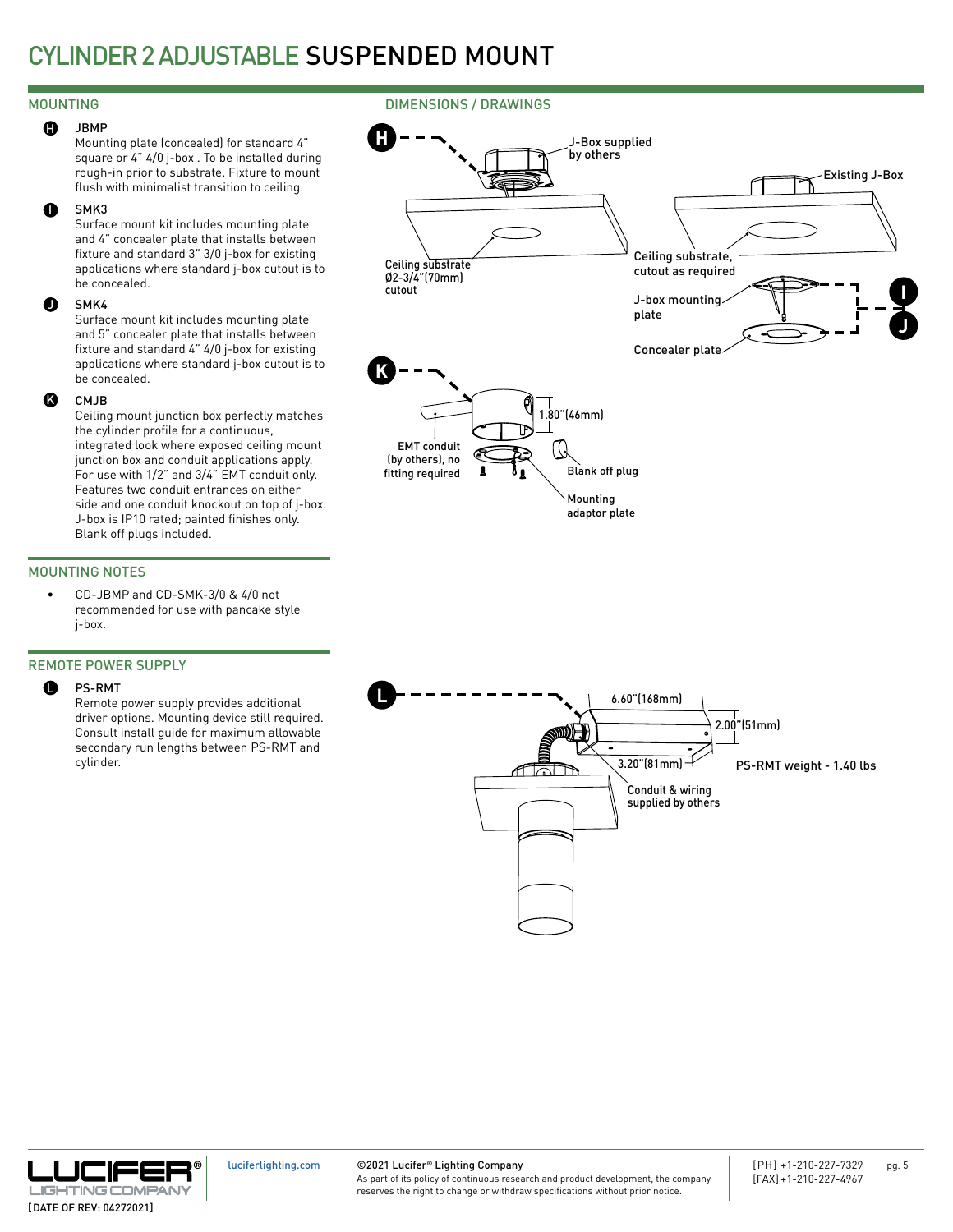# CYLINDER 2 ADJUSTABLE SUSPENDED MOUNT

## MOUNTING

**H** JBMP
Mounting plate (concealed) for standard 4" square or 4" 4/0 j-box . To be installed during rough-in prior to substrate. Fixture to mount flush with minimalist transition to ceiling.

**I** SMK3
Surface mount kit includes mounting plate and 4" concealer plate that installs between fixture and standard 3" 3/0 j-box for existing applications where standard j-box cutout is to be concealed.

**J** SMK4
Surface mount kit includes mounting plate and 5" concealer plate that installs between fixture and standard 4" 4/0 j-box for existing applications where standard j-box cutout is to be concealed.

**K** CMJB
Ceiling mount junction box perfectly matches the cylinder profile for a continuous, integrated look where exposed ceiling mount junction box and conduit applications apply. For use with 1/2" and 3/4" EMT conduit only. Features two conduit entrances on either side and one conduit knockout on top of j-box. J-box is IP10 rated; painted finishes only. Blank off plugs included.

## MOUNTING NOTES

- CD-JBMP and CD-SMK-3/0 & 4/0 not recommended for use with pancake style j-box.

## REMOTE POWER SUPPLY

**L** PS-RMT
Remote power supply provides additional driver options. Mounting device still required. Consult install guide for maximum allowable secondary run lengths between PS-RMT and cylinder.

## DIMENSIONS / DRAWINGS

H: J-Box supplied by others; Ceiling substrate Ø2-3/4"(70mm) cutout

I / J: Existing J-Box; Ceiling substrate, cutout as required; J-box mounting plate; Concealer plate

K: 1.80"(46mm); EMT conduit (by others), no fitting required; Blank off plug; Mounting adaptor plate

L: 6.60"(168mm); 2.00"(51mm); 3.20"(81mm); PS-RMT weight - 1.40 lbs; Conduit & wiring supplied by others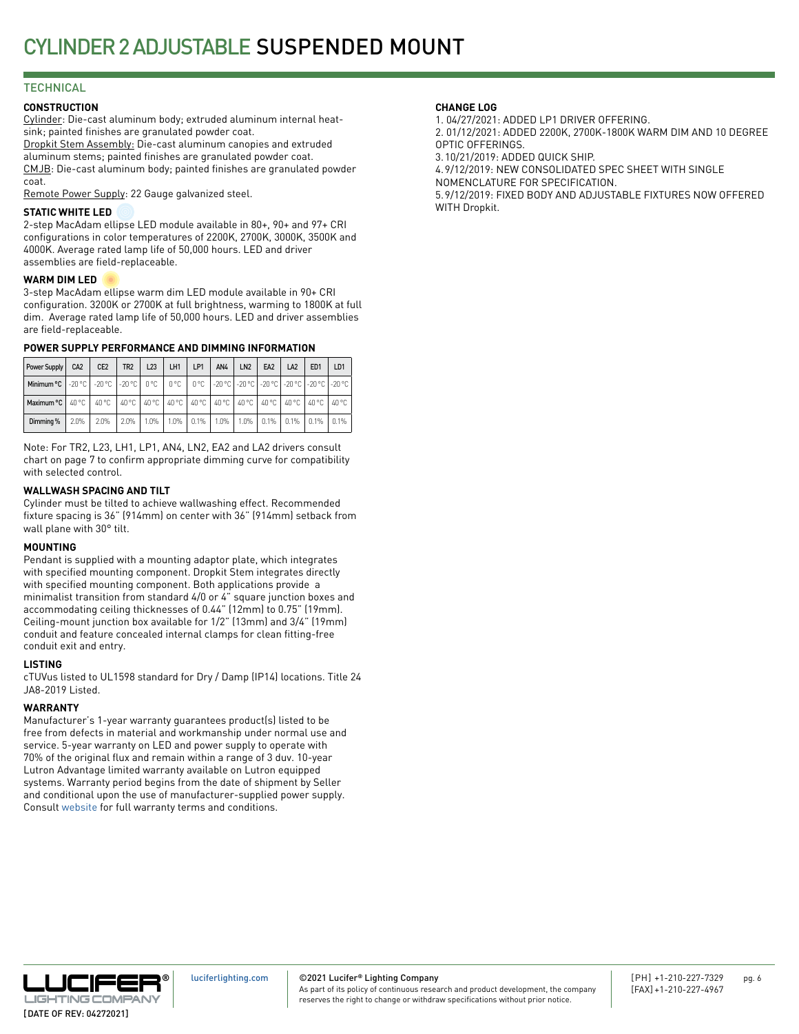# CYLINDER 2 ADJUSTABLE SUSPENDED MOUNT

## TECHNICAL

### CONSTRUCTION

Cylinder: Die-cast aluminum body; extruded aluminum internal heat-sink; painted finishes are granulated powder coat.
Dropkit Stem Assembly: Die-cast aluminum canopies and extruded aluminum stems; painted finishes are granulated powder coat.
CMJB: Die-cast aluminum body; painted finishes are granulated powder coat.
Remote Power Supply: 22 Gauge galvanized steel.

### STATIC WHITE LED

2-step MacAdam ellipse LED module available in 80+, 90+ and 97+ CRI configurations in color temperatures of 2200K, 2700K, 3000K, 3500K and 4000K. Average rated lamp life of 50,000 hours. LED and driver assemblies are field-replaceable.

### WARM DIM LED

3-step MacAdam ellipse warm dim LED module available in 90+ CRI configuration. 3200K or 2700K at full brightness, warming to 1800K at full dim. Average rated lamp life of 50,000 hours. LED and driver assemblies are field-replaceable.

### POWER SUPPLY PERFORMANCE AND DIMMING INFORMATION

| Power Supply | CA2 | CE2 | TR2 | L23 | LH1 | LP1 | AN4 | LN2 | EA2 | LA2 | ED1 | LD1 |
|---|---|---|---|---|---|---|---|---|---|---|---|---|
| Minimum °C | -20 °C | -20 °C | -20 °C | 0 °C | 0 °C | 0 °C | -20 °C | -20 °C | -20 °C | -20 °C | -20 °C | -20 °C |
| Maximum °C | 40 °C | 40 °C | 40 °C | 40 °C | 40 °C | 40 °C | 40 °C | 40 °C | 40 °C | 40 °C | 40 °C | 40 °C |
| Dimming % | 2.0% | 2.0% | 2.0% | 1.0% | 1.0% | 0.1% | 1.0% | 1.0% | 0.1% | 0.1% | 0.1% | 0.1% |

Note: For TR2, L23, LH1, LP1, AN4, LN2, EA2 and LA2 drivers consult chart on page 7 to confirm appropriate dimming curve for compatibility with selected control.

### WALLWASH SPACING AND TILT

Cylinder must be tilted to achieve wallwashing effect. Recommended fixture spacing is 36" (914mm) on center with 36" (914mm) setback from wall plane with 30° tilt.

### MOUNTING

Pendant is supplied with a mounting adaptor plate, which integrates with specified mounting component. Dropkit Stem integrates directly with specified mounting component. Both applications provide a minimalist transition from standard 4/0 or 4" square junction boxes and accommodating ceiling thicknesses of 0.44" (12mm) to 0.75" (19mm). Ceiling-mount junction box available for 1/2" (13mm) and 3/4" (19mm) conduit and feature concealed internal clamps for clean fitting-free conduit exit and entry.

### LISTING

cTUVus listed to UL1598 standard for Dry / Damp (IP14) locations. Title 24 JA8-2019 Listed.

### WARRANTY

Manufacturer's 1-year warranty guarantees product(s) listed to be free from defects in material and workmanship under normal use and service. 5-year warranty on LED and power supply to operate with 70% of the original flux and remain within a range of 3 duv. 10-year Lutron Advantage limited warranty available on Lutron equipped systems. Warranty period begins from the date of shipment by Seller and conditional upon the use of manufacturer-supplied power supply. Consult website for full warranty terms and conditions.

### CHANGE LOG

1. 04/27/2021: ADDED LP1 DRIVER OFFERING.
2. 01/12/2021: ADDED 2200K, 2700K-1800K WARM DIM AND 10 DEGREE OPTIC OFFERINGS.
3. 10/21/2019: ADDED QUICK SHIP.
4. 9/12/2019: NEW CONSOLIDATED SPEC SHEET WITH SINGLE NOMENCLATURE FOR SPECIFICATION.
5. 9/12/2019: FIXED BODY AND ADJUSTABLE FIXTURES NOW OFFERED WITH Dropkit.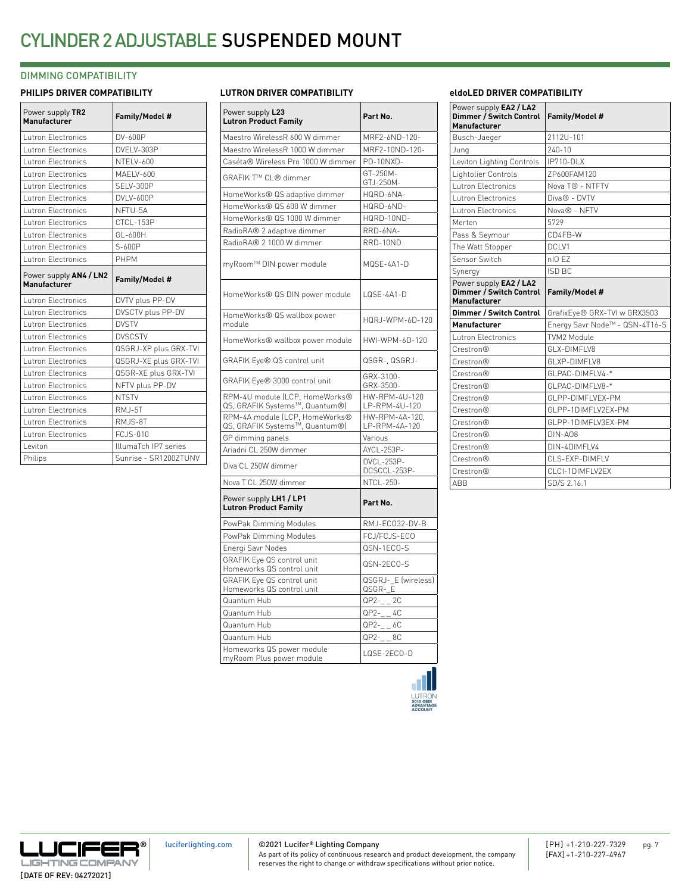# CYLINDER 2 ADJUSTABLE SUSPENDED MOUNT

## DIMMING COMPATIBILITY

### PHILIPS DRIVER COMPATIBILITY

| Power supply **TR2** Manufacturer | Family/Model # |
|---|---|
| Lutron Electronics | DV-600P |
| Lutron Electronics | DVELV-303P |
| Lutron Electronics | NTELV-600 |
| Lutron Electronics | MAELV-600 |
| Lutron Electronics | SELV-300P |
| Lutron Electronics | DVLV-600P |
| Lutron Electronics | NFTU-5A |
| Lutron Electronics | CTCL-153P |
| Lutron Electronics | GL-600H |
| Lutron Electronics | S-600P |
| Lutron Electronics | PHPM |
| **Power supply AN4 / LN2 Manufacturer** | **Family/Model #** |
| Lutron Electronics | DVTV plus PP-DV |
| Lutron Electronics | DVSCTV plus PP-DV |
| Lutron Electronics | DVSTV |
| Lutron Electronics | DVSCSTV |
| Lutron Electronics | QSGRJ-XP plus GRX-TVI |
| Lutron Electronics | QSGRJ-XE plus GRX-TVI |
| Lutron Electronics | QSGR-XE plus GRX-TVI |
| Lutron Electronics | NFTV plus PP-DV |
| Lutron Electronics | NTSTV |
| Lutron Electronics | RMJ-5T |
| Lutron Electronics | RMJS-8T |
| Lutron Electronics | FCJS-010 |
| Leviton | IllumaTch IP7 series |
| Philips | Sunrise - SR1200ZTUNV |

### LUTRON DRIVER COMPATIBILITY

| Power supply **L23** Lutron Product Family | Part No. |
|---|---|
| Maestro WirelessR 600 W dimmer | MRF2-6ND-120- |
| Maestro WirelessR 1000 W dimmer | MRF2-10ND-120- |
| Caséta® Wireless Pro 1000 W dimmer | PD-10NXD- |
| GRAFIK T™ CL® dimmer | GT-250M- GTJ-250M- |
| HomeWorks® QS adaptive dimmer | HQRD-6NA- |
| HomeWorks® QS 600 W dimmer | HQRD-6ND- |
| HomeWorks® QS 1000 W dimmer | HQRD-10ND- |
| RadioRA® 2 adaptive dimmer | RRD-6NA- |
| RadioRA® 2 1000 W dimmer | RRD-10ND |
| myRoom™ DIN power module | MQSE-4A1-D |
| HomeWorks® QS DIN power module | LQSE-4A1-D |
| HomeWorks® QS wallbox power module | HQRJ-WPM-6D-120 |
| HomeWorks® wallbox power module | HWI-WPM-6D-120 |
| GRAFIK Eye® QS control unit | QSGR-, QSGRJ- |
| GRAFIK Eye® 3000 control unit | GRX-3100- GRX-3500- |
| RPM-4U module (LCP, HomeWorks® QS, GRAFIK Systems™, Quantum®) | HW-RPM-4U-120 LP-RPM-4U-120 |
| RPM-4A module (LCP, HomeWorks® QS, GRAFIK Systems™, Quantum®) | HW-RPM-4A-120, LP-RPM-4A-120 |
| GP dimming panels | Various |
| Ariadni CL 250W dimmer | AYCL-253P- |
| Diva CL 250W dimmer | DVCL-253P- DCSCCL-253P- |
| Nova T CL 250W dimmer | NTCL-250- |
| **Power supply LH1 / LP1 Lutron Product Family** | **Part No.** |
| PowPak Dimming Modules | RMJ-ECO32-DV-B |
| PowPak Dimming Modules | FCJ/FCJS-ECO |
| Energi Savr Nodes | QSN-1ECO-S |
| GRAFIK Eye QS control unit Homeworks QS control unit | QSN-2ECO-S |
| GRAFIK Eye QS control unit Homeworks QS control unit | QSGRJ-_E (wireless) QSGR-_E |
| Quantum Hub | QP2-_ _ 2C |
| Quantum Hub | QP2-_ _ 4C |
| Quantum Hub | QP2-_ _ 6C |
| Quantum Hub | QP2-_ _ 8C |
| Homeworks QS power module myRoom Plus power module | LQSE-2ECO-D |

LUTRON 2016 OEM ADVANTAGE ACCOUNT

### eldoLED DRIVER COMPATIBILITY

| Power supply **EA2 / LA2** Dimmer / Switch Control Manufacturer | Family/Model # |
|---|---|
| Busch-Jaeger | 2112U-101 |
| Jung | 240-10 |
| Leviton Lighting Controls | IP710-DLX |
| Lightolier Controls | ZP600FAM120 |
| Lutron Electronics | Nova T® - NTFTV |
| Lutron Electronics | Diva® - DVTV |
| Lutron Electronics | Nova® - NFTV |
| Merten | 5729 |
| Pass & Seymour | CD4FB-W |
| The Watt Stopper | DCLV1 |
| Sensor Switch | nIO EZ |
| Synergy | ISD BC |
| **Power supply EA2 / LA2 Dimmer / Switch Control Manufacturer** | **Family/Model #** |
| **Dimmer / Switch Control** | GrafixEye® GRX-TVI w GRX3503 |
| **Manufacturer** | Energy Savr Node™ - QSN-4T16-S |
| Lutron Electronics | TVM2 Module |
| Crestron® | GLX-DIMFLV8 |
| Crestron® | GLXP-DIMFLV8 |
| Crestron® | GLPAC-DIMFLV4-* |
| Crestron® | GLPAC-DIMFLV8-* |
| Crestron® | GLPP-DIMFLVEX-PM |
| Crestron® | GLPP-1DIMFLV2EX-PM |
| Crestron® | GLPP-1DIMFLV3EX-PM |
| Crestron® | DIN-AO8 |
| Crestron® | DIN-4DIMFLV4 |
| Crestron® | CLS-EXP-DIMFLV |
| Crestron® | CLCI-1DIMFLV2EX |
| ABB | SD/S 2.16.1 |

LUCIFER® LIGHTING COMPANY
[DATE OF REV: 04272021]

luciferlighting.com

©2021 Lucifer® Lighting Company
As part of its policy of continuous research and product development, the company reserves the right to change or withdraw specifications without prior notice.

[PH] +1-210-227-7329
[FAX] +1-210-227-4967